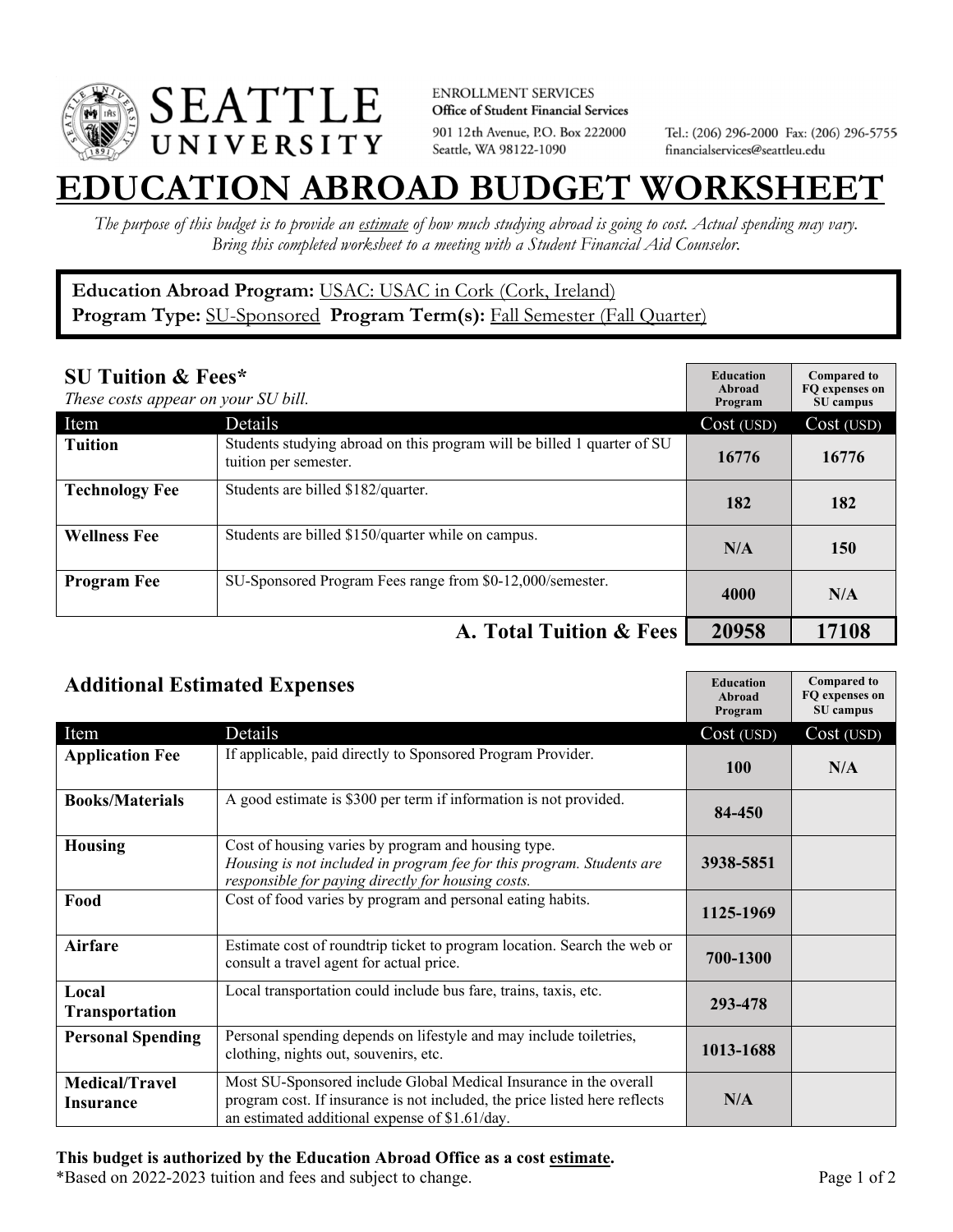SEATTLE UNIVERSITY

ENROLLMENT SERVICES
**Office of Student Financial Services**
901 12th Avenue, P.O. Box 222000
Seattle, WA 98122-1090

Tel.: (206) 296-2000 Fax: (206) 296-5755
financialservices@seattleu.edu

# EDUCATION ABROAD BUDGET WORKSHEET

*The purpose of this budget is to provide an estimate of how much studying abroad is going to cost. Actual spending may vary. Bring this completed worksheet to a meeting with a Student Financial Aid Counselor.*

**Education Abroad Program:** USAC: USAC in Cork (Cork, Ireland)
**Program Type:** SU-Sponsored **Program Term(s):** Fall Semester (Fall Quarter)

## SU Tuition & Fees*

*These costs appear on your SU bill.*

| Item | Details | Education Abroad Program Cost (USD) | Compared to FQ expenses on SU campus Cost (USD) |
|---|---|---|---|
| **Tuition** | Students studying abroad on this program will be billed 1 quarter of SU tuition per semester. | 16776 | 16776 |
| **Technology Fee** | Students are billed $182/quarter. | 182 | 182 |
| **Wellness Fee** | Students are billed $150/quarter while on campus. | N/A | 150 |
| **Program Fee** | SU-Sponsored Program Fees range from $0-12,000/semester. | 4000 | N/A |
| | **A. Total Tuition & Fees** | **20958** | **17108** |

## Additional Estimated Expenses

| Item | Details | Education Abroad Program Cost (USD) | Compared to FQ expenses on SU campus Cost (USD) |
|---|---|---|---|
| **Application Fee** | If applicable, paid directly to Sponsored Program Provider. | 100 | N/A |
| **Books/Materials** | A good estimate is $300 per term if information is not provided. | 84-450 | |
| **Housing** | Cost of housing varies by program and housing type. *Housing is not included in program fee for this program. Students are responsible for paying directly for housing costs.* | 3938-5851 | |
| **Food** | Cost of food varies by program and personal eating habits. | 1125-1969 | |
| **Airfare** | Estimate cost of roundtrip ticket to program location. Search the web or consult a travel agent for actual price. | 700-1300 | |
| **Local Transportation** | Local transportation could include bus fare, trains, taxis, etc. | 293-478 | |
| **Personal Spending** | Personal spending depends on lifestyle and may include toiletries, clothing, nights out, souvenirs, etc. | 1013-1688 | |
| **Medical/Travel Insurance** | Most SU-Sponsored include Global Medical Insurance in the overall program cost. If insurance is not included, the price listed here reflects an estimated additional expense of $1.61/day. | N/A | |

**This budget is authorized by the Education Abroad Office as a cost estimate.**

*Based on 2022-2023 tuition and fees and subject to change.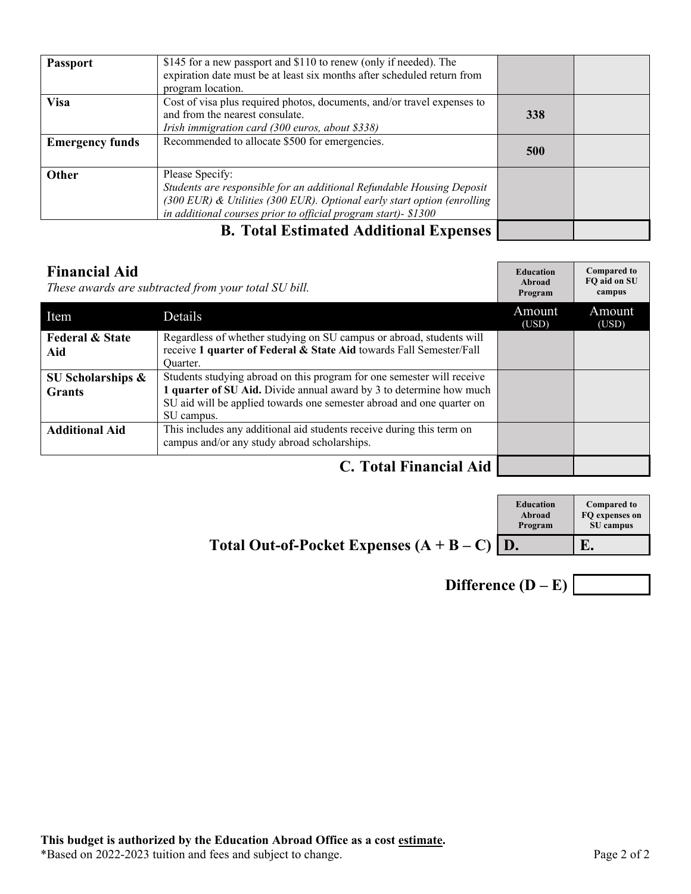| | | | |
|---|---|---|---|
| **Passport** | $145 for a new passport and $110 to renew (only if needed). The expiration date must be at least six months after scheduled return from program location. | | |
| **Visa** | Cost of visa plus required photos, documents, and/or travel expenses to and from the nearest consulate. *Irish immigration card (300 euros, about $338)* | **338** | |
| **Emergency funds** | Recommended to allocate $500 for emergencies. | **500** | |
| **Other** | Please Specify: *Students are responsible for an additional Refundable Housing Deposit (300 EUR) & Utilities (300 EUR). Optional early start option (enrolling in additional courses prior to official program start)- $1300* | | |
| | **B. Total Estimated Additional Expenses** | | |

## Financial Aid

*These awards are subtracted from your total SU bill.*

| | | Education Abroad Program | Compared to FQ aid on SU campus |
|---|---|---|---|
| Item | Details | Amount (USD) | Amount (USD) |
| **Federal & State Aid** | Regardless of whether studying on SU campus or abroad, students will receive **1 quarter of Federal & State Aid** towards Fall Semester/Fall Quarter. | | |
| **SU Scholarships & Grants** | Students studying abroad on this program for one semester will receive **1 quarter of SU Aid.** Divide annual award by 3 to determine how much SU aid will be applied towards one semester abroad and one quarter on SU campus. | | |
| **Additional Aid** | This includes any additional aid students receive during this term on campus and/or any study abroad scholarships. | | |
| | **C. Total Financial Aid** | | |

| | Education Abroad Program | Compared to FQ expenses on SU campus |
|---|---|---|
| **Total Out-of-Pocket Expenses (A + B – C)** | **D.** | **E.** |

| | |
|---|---|
| **Difference (D – E)** | |

**This budget is authorized by the Education Abroad Office as a cost estimate.**

*Based on 2022-2023 tuition and fees and subject to change.